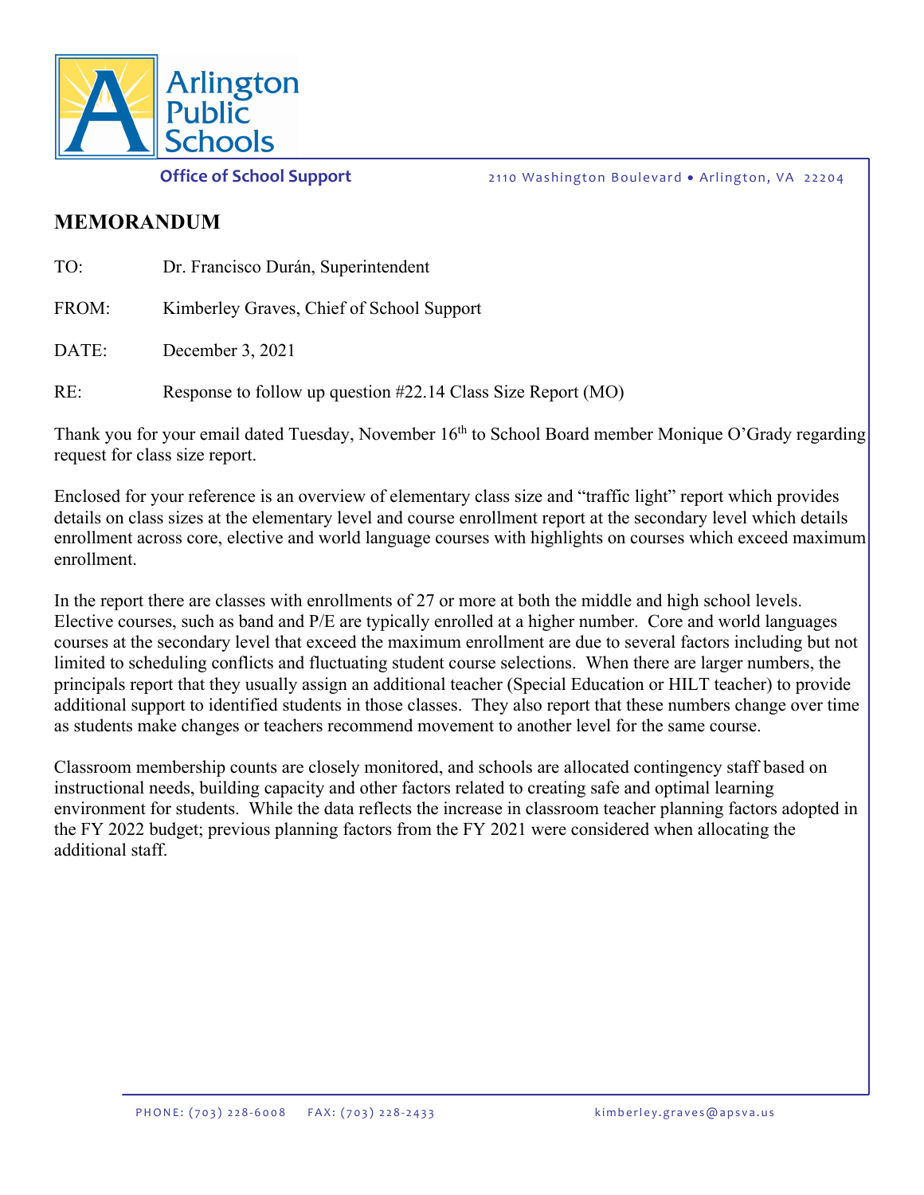Arlington Public Schools

**Office of School Support**

2110 Washington Boulevard • Arlington, VA 22204

# MEMORANDUM

TO: Dr. Francisco Durán, Superintendent

FROM: Kimberley Graves, Chief of School Support

DATE: December 3, 2021

RE: Response to follow up question #22.14 Class Size Report (MO)

Thank you for your email dated Tuesday, November 16th to School Board member Monique O'Grady regarding request for class size report.

Enclosed for your reference is an overview of elementary class size and "traffic light" report which provides details on class sizes at the elementary level and course enrollment report at the secondary level which details enrollment across core, elective and world language courses with highlights on courses which exceed maximum enrollment.

In the report there are classes with enrollments of 27 or more at both the middle and high school levels. Elective courses, such as band and P/E are typically enrolled at a higher number. Core and world languages courses at the secondary level that exceed the maximum enrollment are due to several factors including but not limited to scheduling conflicts and fluctuating student course selections. When there are larger numbers, the principals report that they usually assign an additional teacher (Special Education or HILT teacher) to provide additional support to identified students in those classes. They also report that these numbers change over time as students make changes or teachers recommend movement to another level for the same course.

Classroom membership counts are closely monitored, and schools are allocated contingency staff based on instructional needs, building capacity and other factors related to creating safe and optimal learning environment for students. While the data reflects the increase in classroom teacher planning factors adopted in the FY 2022 budget; previous planning factors from the FY 2021 were considered when allocating the additional staff.

PHONE: (703) 228-6008 FAX: (703) 228-2433 kimberley.graves@apsva.us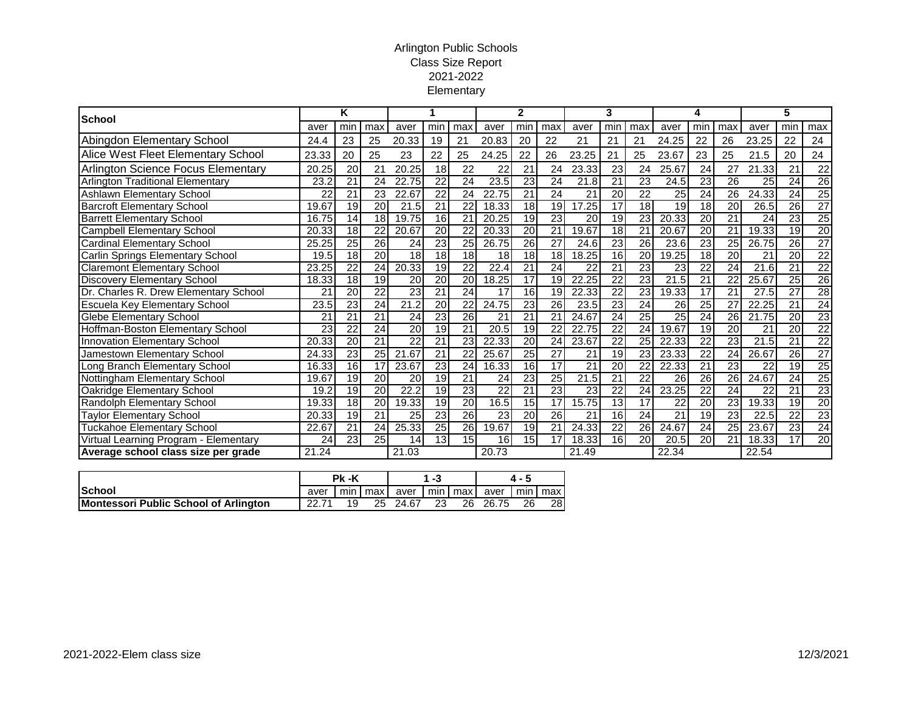# Arlington Public Schools
## Class Size Report
## 2021-2022
## Elementary

| School | K | | | 1 | | | 2 | | | 3 | | | 4 | | | 5 | | |
|---|---|---|---|---|---|---|---|---|---|---|---|---|---|---|---|---|---|---|
| | aver | min | max | aver | min | max | aver | min | max | aver | min | max | aver | min | max | aver | min | max |
| Abingdon Elementary School | 24.4 | 23 | 25 | 20.33 | 19 | 21 | 20.83 | 20 | 22 | 21 | 21 | 21 | 24.25 | 22 | 26 | 23.25 | 22 | 24 |
| Alice West Fleet Elementary School | 23.33 | 20 | 25 | 23 | 22 | 25 | 24.25 | 22 | 26 | 23.25 | 21 | 25 | 23.67 | 23 | 25 | 21.5 | 20 | 24 |
| Arlington Science Focus Elementary | 20.25 | 20 | 21 | 20.25 | 18 | 22 | 22 | 21 | 24 | 23.33 | 23 | 24 | 25.67 | 24 | 27 | 21.33 | 21 | 22 |
| Arlington Traditional Elementary | 23.2 | 21 | 24 | 22.75 | 22 | 24 | 23.5 | 23 | 24 | 21.8 | 21 | 23 | 24.5 | 23 | 26 | 25 | 24 | 26 |
| Ashlawn Elementary School | 22 | 21 | 23 | 22.67 | 22 | 24 | 22.75 | 21 | 24 | 21 | 20 | 22 | 25 | 24 | 26 | 24.33 | 24 | 25 |
| Barcroft Elementary School | 19.67 | 19 | 20 | 21.5 | 21 | 22 | 18.33 | 18 | 19 | 17.25 | 17 | 18 | 19 | 18 | 20 | 26.5 | 26 | 27 |
| Barrett Elementary School | 16.75 | 14 | 18 | 19.75 | 16 | 21 | 20.25 | 19 | 23 | 20 | 19 | 23 | 20.33 | 20 | 21 | 24 | 23 | 25 |
| Campbell Elementary School | 20.33 | 18 | 22 | 20.67 | 20 | 22 | 20.33 | 20 | 21 | 19.67 | 18 | 21 | 20.67 | 20 | 21 | 19.33 | 19 | 20 |
| Cardinal Elementary School | 25.25 | 25 | 26 | 24 | 23 | 25 | 26.75 | 26 | 27 | 24.6 | 23 | 26 | 23.6 | 23 | 25 | 26.75 | 26 | 27 |
| Carlin Springs Elementary School | 19.5 | 18 | 20 | 18 | 18 | 18 | 18 | 18 | 18 | 18.25 | 16 | 20 | 19.25 | 18 | 20 | 21 | 20 | 22 |
| Claremont Elementary School | 23.25 | 22 | 24 | 20.33 | 19 | 22 | 22.4 | 21 | 24 | 22 | 21 | 23 | 23 | 22 | 24 | 21.6 | 21 | 22 |
| Discovery Elementary School | 18.33 | 18 | 19 | 20 | 20 | 20 | 18.25 | 17 | 19 | 22.25 | 22 | 23 | 21.5 | 21 | 22 | 25.67 | 25 | 26 |
| Dr. Charles R. Drew Elementary School | 21 | 20 | 22 | 23 | 21 | 24 | 17 | 16 | 19 | 22.33 | 22 | 23 | 19.33 | 17 | 21 | 27.5 | 27 | 28 |
| Escuela Key Elementary School | 23.5 | 23 | 24 | 21.2 | 20 | 22 | 24.75 | 23 | 26 | 23.5 | 23 | 24 | 26 | 25 | 27 | 22.25 | 21 | 24 |
| Glebe Elementary School | 21 | 21 | 21 | 24 | 23 | 26 | 21 | 21 | 21 | 24.67 | 24 | 25 | 25 | 24 | 26 | 21.75 | 20 | 23 |
| Hoffman-Boston Elementary School | 23 | 22 | 24 | 20 | 19 | 21 | 20.5 | 19 | 22 | 22.75 | 22 | 24 | 19.67 | 19 | 20 | 21 | 20 | 22 |
| Innovation Elementary School | 20.33 | 20 | 21 | 22 | 21 | 23 | 22.33 | 20 | 24 | 23.67 | 22 | 25 | 22.33 | 22 | 23 | 21.5 | 21 | 22 |
| Jamestown Elementary School | 24.33 | 23 | 25 | 21.67 | 21 | 22 | 25.67 | 25 | 27 | 21 | 19 | 23 | 23.33 | 22 | 24 | 26.67 | 26 | 27 |
| Long Branch Elementary School | 16.33 | 16 | 17 | 23.67 | 23 | 24 | 16.33 | 16 | 17 | 21 | 20 | 22 | 22.33 | 21 | 23 | 22 | 19 | 25 |
| Nottingham Elementary School | 19.67 | 19 | 20 | 20 | 19 | 21 | 24 | 23 | 25 | 21.5 | 21 | 22 | 26 | 26 | 26 | 24.67 | 24 | 25 |
| Oakridge Elementary School | 19.2 | 19 | 20 | 22.2 | 19 | 23 | 22 | 21 | 23 | 23 | 22 | 24 | 23.25 | 22 | 24 | 22 | 21 | 23 |
| Randolph Elementary School | 19.33 | 18 | 20 | 19.33 | 19 | 20 | 16.5 | 15 | 17 | 15.75 | 13 | 17 | 22 | 20 | 23 | 19.33 | 19 | 20 |
| Taylor Elementary School | 20.33 | 19 | 21 | 25 | 23 | 26 | 23 | 20 | 26 | 21 | 16 | 24 | 21 | 19 | 23 | 22.5 | 22 | 23 |
| Tuckahoe Elementary School | 22.67 | 21 | 24 | 25.33 | 25 | 26 | 19.67 | 19 | 21 | 24.33 | 22 | 26 | 24.67 | 24 | 25 | 23.67 | 23 | 24 |
| Virtual Learning Program - Elementary | 24 | 23 | 25 | 14 | 13 | 15 | 16 | 15 | 17 | 18.33 | 16 | 20 | 20.5 | 20 | 21 | 18.33 | 17 | 20 |
| **Average school class size per grade** | 21.24 | | | 21.03 | | | 20.73 | | | 21.49 | | | 22.34 | | | 22.54 | | |

| School | Pk -K | | | 1 -3 | | | 4 - 5 | | |
|---|---|---|---|---|---|---|---|---|---|
| | aver | min | max | aver | min | max | aver | min | max |
| **Montessori Public School of Arlington** | 22.71 | 19 | 25 | 24.67 | 23 | 26 | 26.75 | 26 | 28 |

2021-2022-Elem class size

12/3/2021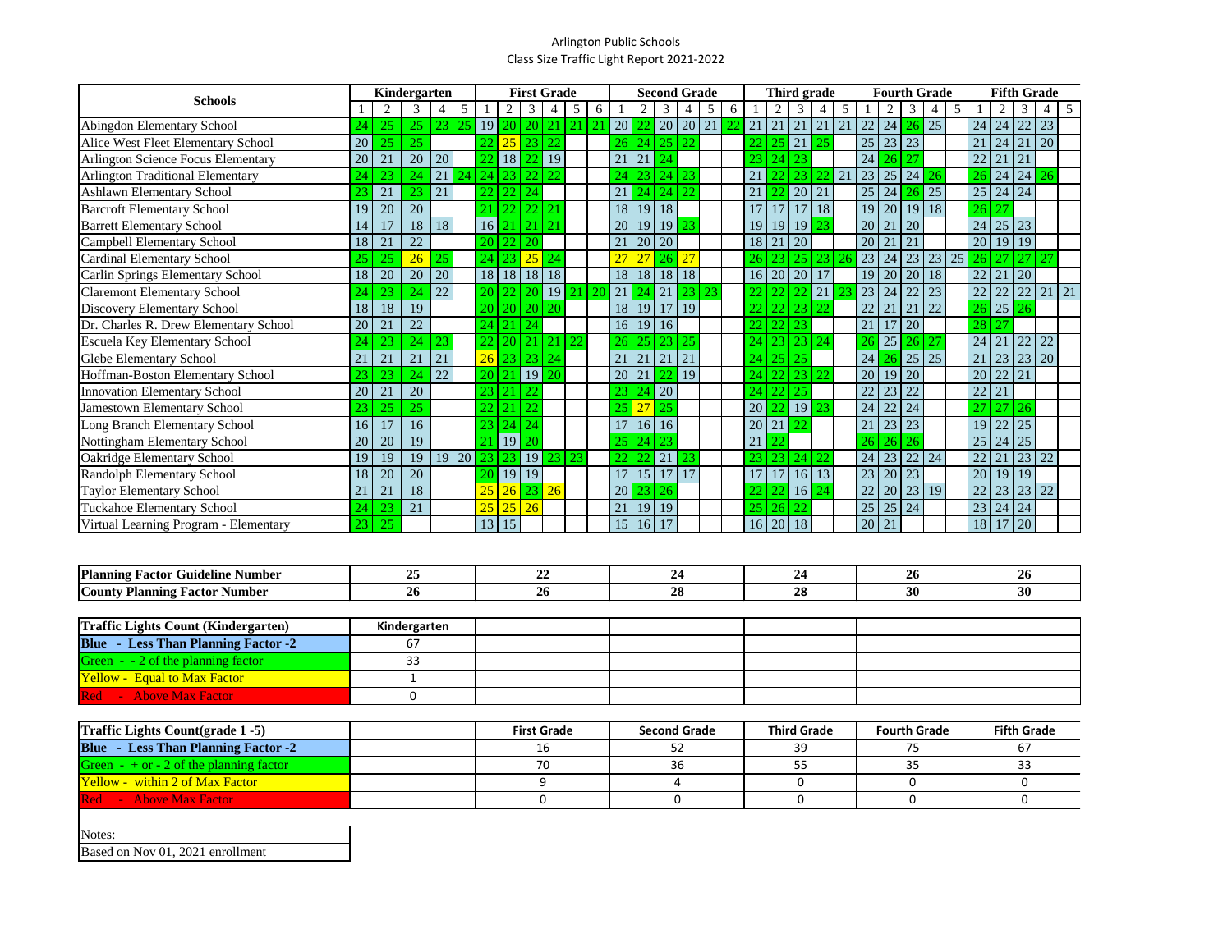Arlington Public Schools

Class Size Traffic Light Report 2021-2022

| Schools | Kindergarten | | | | | First Grade | | | | | | Second Grade | | | | | | Third grade | | | | | | Fourth Grade | | | | | Fifth Grade | | | | |
|---|---|---|---|---|---|---|---|---|---|---|---|---|---|---|---|---|---|---|---|---|---|---|---|---|---|---|---|---|---|---|---|---|---|
| | 1 | 2 | 3 | 4 | 5 | 1 | 2 | 3 | 4 | 5 | 6 | 1 | 2 | 3 | 4 | 5 | 6 | 1 | 2 | 3 | 4 | 5 | 6 | 1 | 2 | 3 | 4 | 5 | 1 | 2 | 3 | 4 | 5 |
| Abingdon Elementary School | 24 | 25 | 25 | 23 | 25 | 19 | 20 | 20 | 21 | 21 | 21 | 20 | 22 | 20 | 20 | 21 | 22 | 21 | 21 | 21 | 21 | 21 | | 22 | 24 | 26 | 25 | | 24 | 24 | 22 | 23 | |
| Alice West Fleet Elementary School | 20 | 25 | 25 | | | 22 | 25 | 23 | 22 | | | 26 | 24 | 25 | 22 | | | 22 | 25 | 21 | 25 | | | 25 | 23 | 23 | | | 21 | 24 | 21 | 20 | |
| Arlington Science Focus Elementary | 20 | 21 | 20 | 20 | | 22 | 18 | 22 | 19 | | | 21 | 21 | 24 | | | | 23 | 24 | 23 | | | | 24 | 26 | 27 | | | 22 | 21 | 21 | | |
| Arlington Traditional Elementary | 24 | 23 | 24 | 21 | 24 | 24 | 23 | 22 | 22 | | | 24 | 23 | 24 | 23 | | | 21 | 22 | 23 | 22 | 21 | | 23 | 25 | 24 | 26 | | 26 | 24 | 24 | 26 | |
| Ashlawn Elementary School | 23 | 21 | 23 | 21 | | 22 | 22 | 24 | | | | 21 | 24 | 24 | 22 | | | 21 | 22 | 20 | 21 | | | 25 | 24 | 26 | 25 | | 25 | 24 | 24 | | |
| Barcroft Elementary School | 19 | 20 | 20 | | | 21 | 22 | 22 | 21 | | | 18 | 19 | 18 | | | | 17 | 17 | 17 | 18 | | | 19 | 20 | 19 | 18 | | 26 | 27 | | | |
| Barrett Elementary School | 14 | 17 | 18 | 18 | | 16 | 21 | 21 | 21 | | | 20 | 19 | 19 | 23 | | | 19 | 19 | 19 | 23 | | | 20 | 21 | 20 | | | 24 | 25 | 23 | | |
| Campbell Elementary School | 18 | 21 | 22 | | | 20 | 22 | 20 | | | | 21 | 20 | 20 | | | | 18 | 21 | 20 | | | | 20 | 21 | 21 | | | 20 | 19 | 19 | | |
| Cardinal Elementary School | 25 | 25 | 26 | 25 | | 24 | 23 | 25 | 24 | | | 27 | 27 | 26 | 27 | | | 26 | 23 | 25 | 23 | 26 | | 23 | 24 | 23 | 23 | 25 | 26 | 27 | 27 | 27 | |
| Carlin Springs Elementary School | 18 | 20 | 20 | 20 | | 18 | 18 | 18 | 18 | | | 18 | 18 | 18 | 18 | | | 16 | 20 | 20 | 17 | | | 19 | 20 | 20 | 18 | | 22 | 21 | 20 | | |
| Claremont Elementary School | 24 | 23 | 24 | 22 | | 20 | 22 | 20 | 19 | 21 | 20 | 21 | 24 | 21 | 23 | 23 | | 22 | 22 | 22 | 21 | 23 | | 23 | 24 | 22 | 23 | | 22 | 22 | 22 | 21 | 21 |
| Discovery Elementary School | 18 | 18 | 19 | | | 20 | 20 | 20 | 20 | | | 18 | 19 | 17 | 19 | | | 22 | 22 | 23 | 22 | | | 22 | 21 | 21 | 22 | | 26 | 25 | 26 | | |
| Dr. Charles R. Drew Elementary School | 20 | 21 | 22 | | | 24 | 21 | 24 | | | | 16 | 19 | 16 | | | | 22 | 22 | 23 | | | | 21 | 17 | 20 | | | 28 | 27 | | | |
| Escuela Key Elementary School | 24 | 23 | 24 | 23 | | 22 | 20 | 21 | 21 | 22 | | 26 | 25 | 23 | 25 | | | 24 | 23 | 23 | 24 | | | 26 | 25 | 26 | 27 | | 24 | 21 | 22 | 22 | |
| Glebe Elementary School | 21 | 21 | 21 | 21 | | 26 | 23 | 23 | 24 | | | 21 | 21 | 21 | 21 | | | 24 | 25 | 25 | | | | 24 | 26 | 25 | 25 | | 21 | 23 | 23 | 20 | |
| Hoffman-Boston Elementary School | 23 | 23 | 24 | 22 | | 20 | 21 | 19 | 20 | | | 20 | 21 | 22 | 19 | | | 24 | 22 | 23 | 22 | | | 20 | 19 | 20 | | | 20 | 22 | 21 | | |
| Innovation Elementary School | 20 | 21 | 20 | | | 23 | 21 | 22 | | | | 23 | 24 | 20 | | | | 24 | 22 | 25 | | | | 22 | 23 | 22 | | | 22 | 21 | | | |
| Jamestown Elementary School | 23 | 25 | 25 | | | 22 | 21 | 22 | | | | 25 | 27 | 25 | | | | 20 | 22 | 19 | 23 | | | 24 | 22 | 24 | | | 27 | 27 | 26 | | |
| Long Branch Elementary School | 16 | 17 | 16 | | | 23 | 24 | 24 | | | | 17 | 16 | 16 | | | | 20 | 21 | 22 | | | | 21 | 23 | 23 | | | 19 | 22 | 25 | | |
| Nottingham Elementary School | 20 | 20 | 19 | | | 21 | 19 | 20 | | | | 25 | 24 | 23 | | | | 21 | 22 | | | | | 26 | 26 | 26 | | | 25 | 24 | 25 | | |
| Oakridge Elementary School | 19 | 19 | 19 | 19 | 20 | 23 | 23 | 19 | 23 | 23 | | 22 | 22 | 21 | 23 | | | 23 | 23 | 24 | 22 | | | 24 | 23 | 22 | 24 | | 22 | 21 | 23 | 22 | |
| Randolph Elementary School | 18 | 20 | 20 | | | 20 | 19 | 19 | | | | 17 | 15 | 17 | 17 | | | 17 | 17 | 16 | 13 | | | 23 | 20 | 23 | | | 20 | 19 | 19 | | |
| Taylor Elementary School | 21 | 21 | 18 | | | 25 | 26 | 23 | 26 | | | 20 | 23 | 26 | | | | 22 | 22 | 16 | 24 | | | 22 | 20 | 23 | 19 | | 22 | 23 | 23 | 22 | |
| Tuckahoe Elementary School | 24 | 23 | 21 | | | 25 | 25 | 26 | | | | 21 | 19 | 19 | | | | 25 | 26 | 22 | | | | 25 | 25 | 24 | | | 23 | 24 | 24 | | |
| Virtual Learning Program - Elementary | 23 | 25 | | | | 13 | 15 | | | | | 15 | 16 | 17 | | | | 16 | 20 | 18 | | | | 20 | 21 | | | | 18 | 17 | 20 | | |

| | Kindergarten | First Grade | Second Grade | Third Grade | Fourth Grade | Fifth Grade |
|---|---|---|---|---|---|---|
| **Planning Factor Guideline Number** | 25 | 22 | 24 | 24 | 26 | 26 |
| **County Planning Factor Number** | 26 | 26 | 28 | 28 | 30 | 30 |

| **Traffic Lights Count (Kindergarten)** | Kindergarten |
|---|---|
| **Blue - Less Than Planning Factor -2** | 67 |
| Green - - 2 of the planning factor | 33 |
| Yellow - Equal to Max Factor | 1 |
| Red - Above Max Factor | 0 |

| **Traffic Lights Count(grade 1 -5)** | First Grade | Second Grade | Third Grade | Fourth Grade | Fifth Grade |
|---|---|---|---|---|---|
| **Blue - Less Than Planning Factor -2** | 16 | 52 | 39 | 75 | 67 |
| Green - + or - 2 of the planning factor | 70 | 36 | 55 | 35 | 33 |
| Yellow - within 2 of Max Factor | 9 | 4 | 0 | 0 | 0 |
| Red - Above Max Factor | 0 | 0 | 0 | 0 | 0 |

Notes:

Based on Nov 01, 2021 enrollment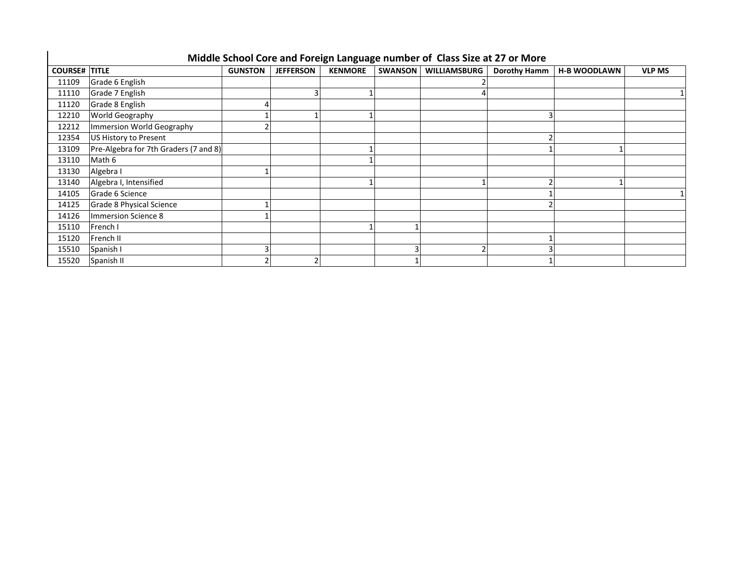## Middle School Core and Foreign Language number of Class Size at 27 or More

| COURSE# | TITLE | GUNSTON | JEFFERSON | KENMORE | SWANSON | WILLIAMSBURG | Dorothy Hamm | H-B WOODLAWN | VLP MS |
|---|---|---|---|---|---|---|---|---|---|
| 11109 | Grade 6 English | | | | | 2 | | | |
| 11110 | Grade 7 English | | 3 | 1 | | 4 | | | 1 |
| 11120 | Grade 8 English | 4 | | | | | | | |
| 12210 | World Geography | 1 | 1 | 1 | | | 3 | | |
| 12212 | Immersion World Geography | 2 | | | | | | | |
| 12354 | US History to Present | | | | | | 2 | | |
| 13109 | Pre-Algebra for 7th Graders (7 and 8) | | | 1 | | | 1 | 1 | |
| 13110 | Math 6 | | | 1 | | | | | |
| 13130 | Algebra I | 1 | | | | | | | |
| 13140 | Algebra I, Intensified | | | 1 | | 1 | 2 | 1 | |
| 14105 | Grade 6 Science | | | | | | 1 | | 1 |
| 14125 | Grade 8 Physical Science | 1 | | | | | 2 | | |
| 14126 | Immersion Science 8 | 1 | | | | | | | |
| 15110 | French I | | | 1 | 1 | | | | |
| 15120 | French II | | | | | | 1 | | |
| 15510 | Spanish I | 3 | | | 3 | 2 | 3 | | |
| 15520 | Spanish II | 2 | 2 | | 1 | | 1 | | |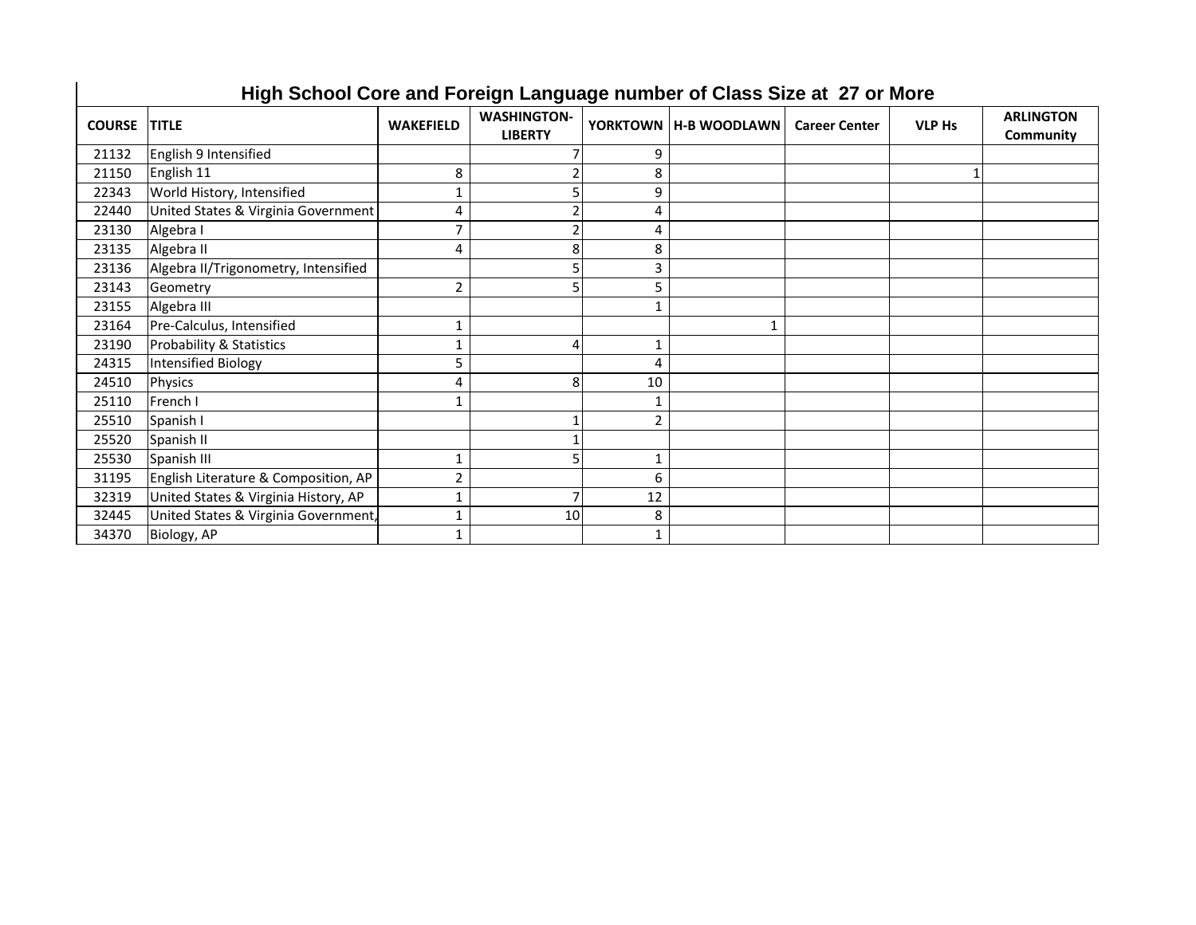# High School Core and Foreign Language number of Class Size at 27 or More

| COURSE | TITLE | WAKEFIELD | WASHINGTON-LIBERTY | YORKTOWN | H-B WOODLAWN | Career Center | VLP Hs | ARLINGTON Community |
|---|---|---|---|---|---|---|---|---|
| 21132 | English 9 Intensified | | 7 | 9 | | | | |
| 21150 | English 11 | 8 | 2 | 8 | | | 1 | |
| 22343 | World History, Intensified | 1 | 5 | 9 | | | | |
| 22440 | United States & Virginia Government | 4 | 2 | 4 | | | | |
| 23130 | Algebra I | 7 | 2 | 4 | | | | |
| 23135 | Algebra II | 4 | 8 | 8 | | | | |
| 23136 | Algebra II/Trigonometry, Intensified | | 5 | 3 | | | | |
| 23143 | Geometry | 2 | 5 | 5 | | | | |
| 23155 | Algebra III | | | 1 | | | | |
| 23164 | Pre-Calculus, Intensified | 1 | | | 1 | | | |
| 23190 | Probability & Statistics | 1 | 4 | 1 | | | | |
| 24315 | Intensified Biology | 5 | | 4 | | | | |
| 24510 | Physics | 4 | 8 | 10 | | | | |
| 25110 | French I | 1 | | 1 | | | | |
| 25510 | Spanish I | | 1 | 2 | | | | |
| 25520 | Spanish II | | 1 | | | | | |
| 25530 | Spanish III | 1 | 5 | 1 | | | | |
| 31195 | English Literature & Composition, AP | 2 | | 6 | | | | |
| 32319 | United States & Virginia History, AP | 1 | 7 | 12 | | | | |
| 32445 | United States & Virginia Government, | 1 | 10 | 8 | | | | |
| 34370 | Biology, AP | 1 | | 1 | | | | |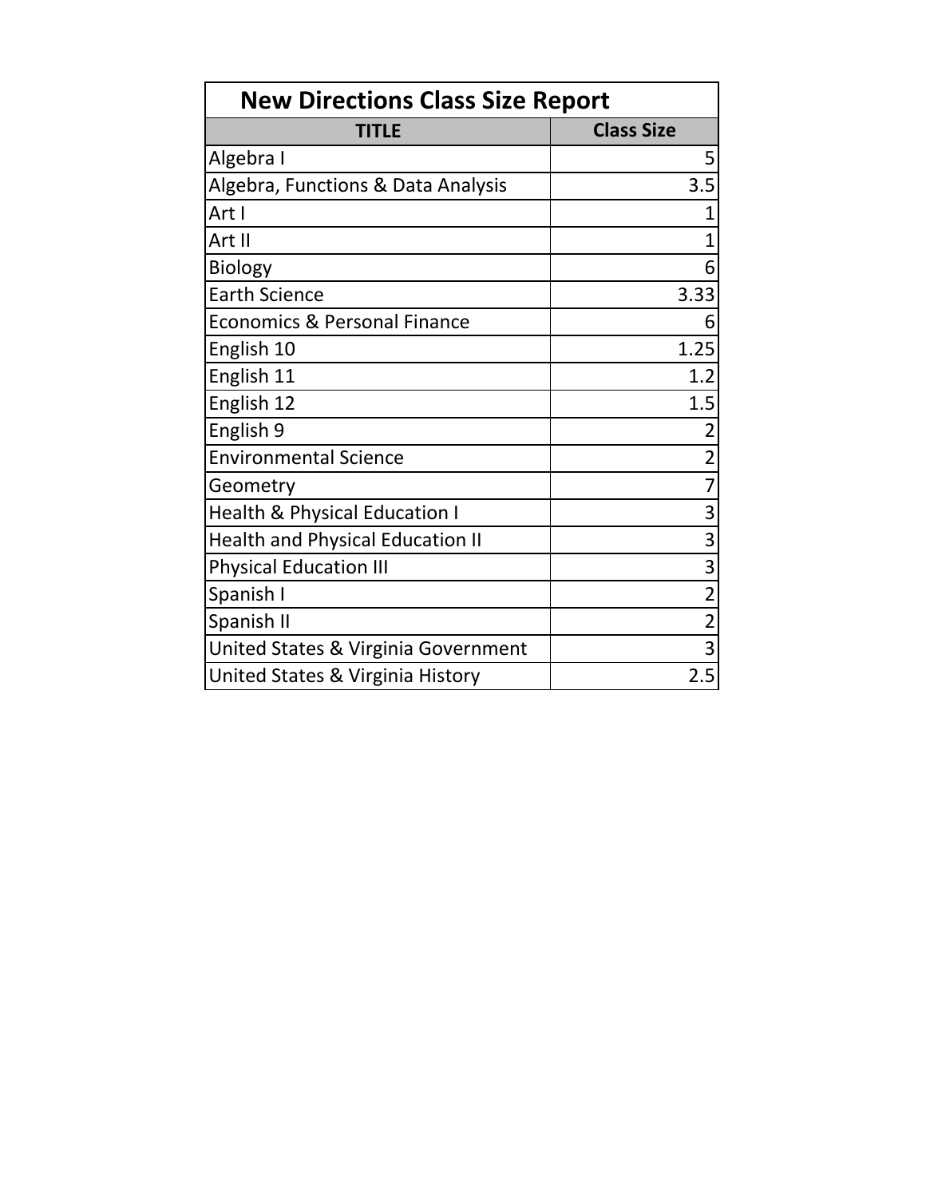## New Directions Class Size Report

| TITLE | Class Size |
| --- | --- |
| Algebra I | 5 |
| Algebra, Functions & Data Analysis | 3.5 |
| Art I | 1 |
| Art II | 1 |
| Biology | 6 |
| Earth Science | 3.33 |
| Economics & Personal Finance | 6 |
| English 10 | 1.25 |
| English 11 | 1.2 |
| English 12 | 1.5 |
| English 9 | 2 |
| Environmental Science | 2 |
| Geometry | 7 |
| Health & Physical Education I | 3 |
| Health and Physical Education II | 3 |
| Physical Education III | 3 |
| Spanish I | 2 |
| Spanish II | 2 |
| United States & Virginia Government | 3 |
| United States & Virginia History | 2.5 |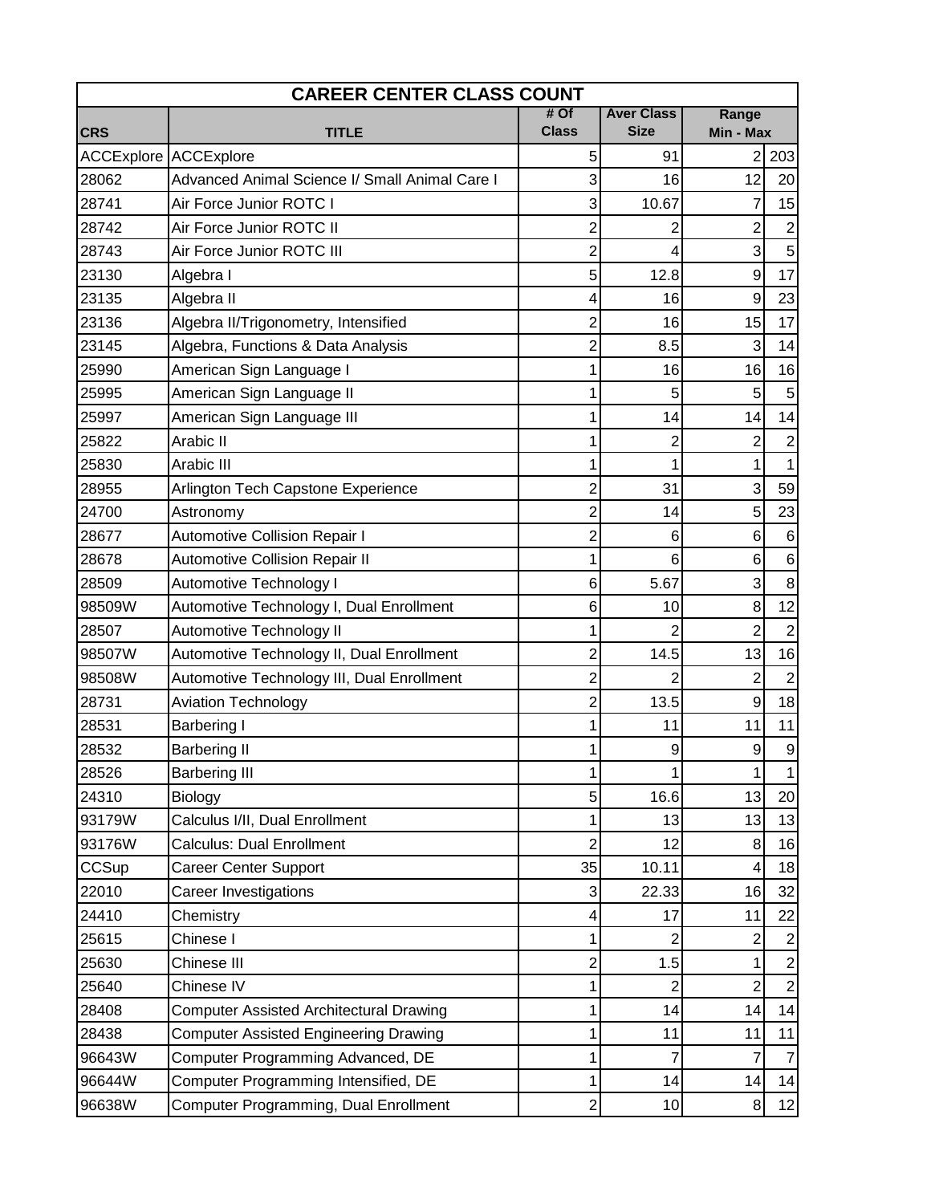| CAREER CENTER CLASS COUNT | | | | | |
|---|---|---|---|---|---|
| CRS | TITLE | # Of Class | Aver Class Size | Range Min - Max | |
| ACCExplore | ACCExplore | 5 | 91 | 2 | 203 |
| 28062 | Advanced Animal Science I/ Small Animal Care I | 3 | 16 | 12 | 20 |
| 28741 | Air Force Junior ROTC I | 3 | 10.67 | 7 | 15 |
| 28742 | Air Force Junior ROTC II | 2 | 2 | 2 | 2 |
| 28743 | Air Force Junior ROTC III | 2 | 4 | 3 | 5 |
| 23130 | Algebra I | 5 | 12.8 | 9 | 17 |
| 23135 | Algebra II | 4 | 16 | 9 | 23 |
| 23136 | Algebra II/Trigonometry, Intensified | 2 | 16 | 15 | 17 |
| 23145 | Algebra, Functions & Data Analysis | 2 | 8.5 | 3 | 14 |
| 25990 | American Sign Language I | 1 | 16 | 16 | 16 |
| 25995 | American Sign Language II | 1 | 5 | 5 | 5 |
| 25997 | American Sign Language III | 1 | 14 | 14 | 14 |
| 25822 | Arabic II | 1 | 2 | 2 | 2 |
| 25830 | Arabic III | 1 | 1 | 1 | 1 |
| 28955 | Arlington Tech Capstone Experience | 2 | 31 | 3 | 59 |
| 24700 | Astronomy | 2 | 14 | 5 | 23 |
| 28677 | Automotive Collision Repair I | 2 | 6 | 6 | 6 |
| 28678 | Automotive Collision Repair II | 1 | 6 | 6 | 6 |
| 28509 | Automotive Technology I | 6 | 5.67 | 3 | 8 |
| 98509W | Automotive Technology I, Dual Enrollment | 6 | 10 | 8 | 12 |
| 28507 | Automotive Technology II | 1 | 2 | 2 | 2 |
| 98507W | Automotive Technology II, Dual Enrollment | 2 | 14.5 | 13 | 16 |
| 98508W | Automotive Technology III, Dual Enrollment | 2 | 2 | 2 | 2 |
| 28731 | Aviation Technology | 2 | 13.5 | 9 | 18 |
| 28531 | Barbering I | 1 | 11 | 11 | 11 |
| 28532 | Barbering II | 1 | 9 | 9 | 9 |
| 28526 | Barbering III | 1 | 1 | 1 | 1 |
| 24310 | Biology | 5 | 16.6 | 13 | 20 |
| 93179W | Calculus I/II, Dual Enrollment | 1 | 13 | 13 | 13 |
| 93176W | Calculus: Dual Enrollment | 2 | 12 | 8 | 16 |
| CCSup | Career Center Support | 35 | 10.11 | 4 | 18 |
| 22010 | Career Investigations | 3 | 22.33 | 16 | 32 |
| 24410 | Chemistry | 4 | 17 | 11 | 22 |
| 25615 | Chinese I | 1 | 2 | 2 | 2 |
| 25630 | Chinese III | 2 | 1.5 | 1 | 2 |
| 25640 | Chinese IV | 1 | 2 | 2 | 2 |
| 28408 | Computer Assisted Architectural Drawing | 1 | 14 | 14 | 14 |
| 28438 | Computer Assisted Engineering Drawing | 1 | 11 | 11 | 11 |
| 96643W | Computer Programming Advanced, DE | 1 | 7 | 7 | 7 |
| 96644W | Computer Programming Intensified, DE | 1 | 14 | 14 | 14 |
| 96638W | Computer Programming, Dual Enrollment | 2 | 10 | 8 | 12 |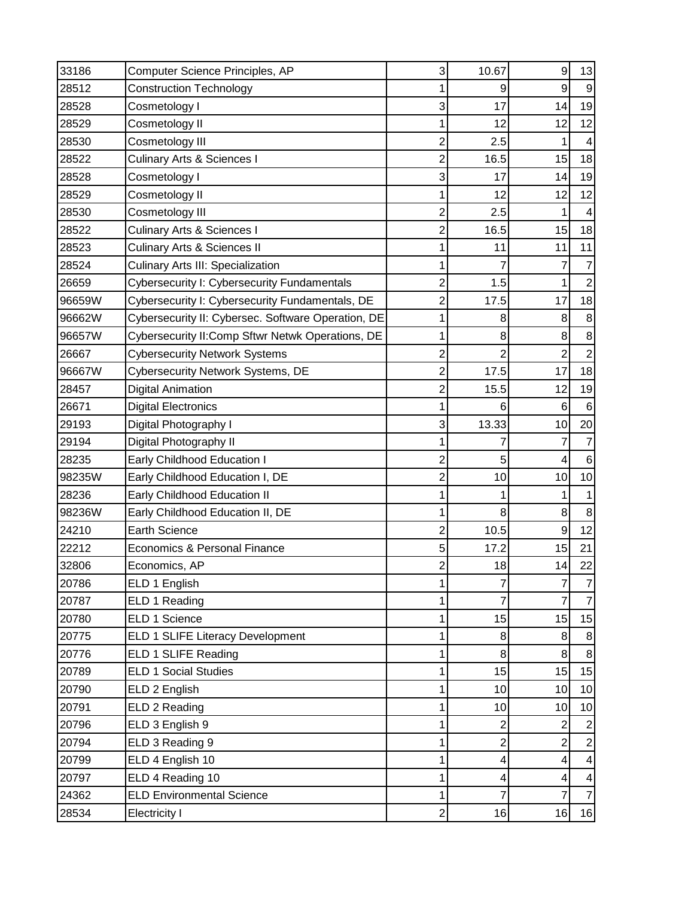| | | | | | |
|---|---|---|---|---|---|
| 33186 | Computer Science Principles, AP | 3 | 10.67 | 9 | 13 |
| 28512 | Construction Technology | 1 | 9 | 9 | 9 |
| 28528 | Cosmetology I | 3 | 17 | 14 | 19 |
| 28529 | Cosmetology II | 1 | 12 | 12 | 12 |
| 28530 | Cosmetology III | 2 | 2.5 | 1 | 4 |
| 28522 | Culinary Arts & Sciences I | 2 | 16.5 | 15 | 18 |
| 28528 | Cosmetology I | 3 | 17 | 14 | 19 |
| 28529 | Cosmetology II | 1 | 12 | 12 | 12 |
| 28530 | Cosmetology III | 2 | 2.5 | 1 | 4 |
| 28522 | Culinary Arts & Sciences I | 2 | 16.5 | 15 | 18 |
| 28523 | Culinary Arts & Sciences II | 1 | 11 | 11 | 11 |
| 28524 | Culinary Arts III: Specialization | 1 | 7 | 7 | 7 |
| 26659 | Cybersecurity I: Cybersecurity Fundamentals | 2 | 1.5 | 1 | 2 |
| 96659W | Cybersecurity I: Cybersecurity Fundamentals, DE | 2 | 17.5 | 17 | 18 |
| 96662W | Cybersecurity II: Cybersec. Software Operation, DE | 1 | 8 | 8 | 8 |
| 96657W | Cybersecurity II:Comp Sftwr Netwk Operations, DE | 1 | 8 | 8 | 8 |
| 26667 | Cybersecurity Network Systems | 2 | 2 | 2 | 2 |
| 96667W | Cybersecurity Network Systems, DE | 2 | 17.5 | 17 | 18 |
| 28457 | Digital Animation | 2 | 15.5 | 12 | 19 |
| 26671 | Digital Electronics | 1 | 6 | 6 | 6 |
| 29193 | Digital Photography I | 3 | 13.33 | 10 | 20 |
| 29194 | Digital Photography II | 1 | 7 | 7 | 7 |
| 28235 | Early Childhood Education I | 2 | 5 | 4 | 6 |
| 98235W | Early Childhood Education I, DE | 2 | 10 | 10 | 10 |
| 28236 | Early Childhood Education II | 1 | 1 | 1 | 1 |
| 98236W | Early Childhood Education II, DE | 1 | 8 | 8 | 8 |
| 24210 | Earth Science | 2 | 10.5 | 9 | 12 |
| 22212 | Economics & Personal Finance | 5 | 17.2 | 15 | 21 |
| 32806 | Economics, AP | 2 | 18 | 14 | 22 |
| 20786 | ELD 1 English | 1 | 7 | 7 | 7 |
| 20787 | ELD 1 Reading | 1 | 7 | 7 | 7 |
| 20780 | ELD 1 Science | 1 | 15 | 15 | 15 |
| 20775 | ELD 1 SLIFE Literacy Development | 1 | 8 | 8 | 8 |
| 20776 | ELD 1 SLIFE Reading | 1 | 8 | 8 | 8 |
| 20789 | ELD 1 Social Studies | 1 | 15 | 15 | 15 |
| 20790 | ELD 2 English | 1 | 10 | 10 | 10 |
| 20791 | ELD 2 Reading | 1 | 10 | 10 | 10 |
| 20796 | ELD 3 English 9 | 1 | 2 | 2 | 2 |
| 20794 | ELD 3 Reading 9 | 1 | 2 | 2 | 2 |
| 20799 | ELD 4 English 10 | 1 | 4 | 4 | 4 |
| 20797 | ELD 4 Reading 10 | 1 | 4 | 4 | 4 |
| 24362 | ELD Environmental Science | 1 | 7 | 7 | 7 |
| 28534 | Electricity I | 2 | 16 | 16 | 16 |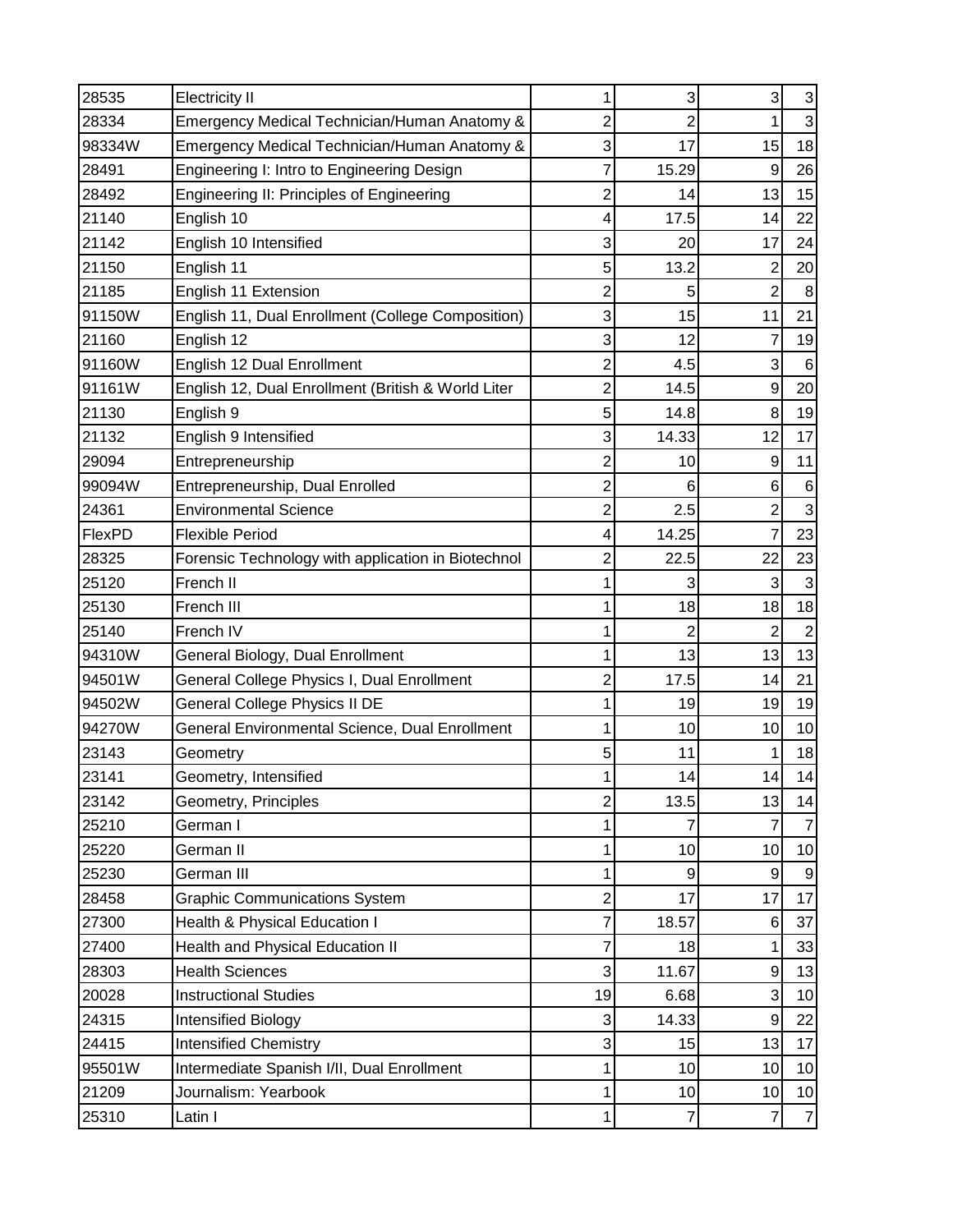| | | | | | |
|---|---|---|---|---|---|
| 28535 | Electricity II | 1 | 3 | 3 | 3 |
| 28334 | Emergency Medical Technician/Human Anatomy & | 2 | 2 | 1 | 3 |
| 98334W | Emergency Medical Technician/Human Anatomy & | 3 | 17 | 15 | 18 |
| 28491 | Engineering I: Intro to Engineering Design | 7 | 15.29 | 9 | 26 |
| 28492 | Engineering II: Principles of Engineering | 2 | 14 | 13 | 15 |
| 21140 | English 10 | 4 | 17.5 | 14 | 22 |
| 21142 | English 10 Intensified | 3 | 20 | 17 | 24 |
| 21150 | English 11 | 5 | 13.2 | 2 | 20 |
| 21185 | English 11 Extension | 2 | 5 | 2 | 8 |
| 91150W | English 11, Dual Enrollment (College Composition) | 3 | 15 | 11 | 21 |
| 21160 | English 12 | 3 | 12 | 7 | 19 |
| 91160W | English 12 Dual Enrollment | 2 | 4.5 | 3 | 6 |
| 91161W | English 12, Dual Enrollment (British & World Liter | 2 | 14.5 | 9 | 20 |
| 21130 | English 9 | 5 | 14.8 | 8 | 19 |
| 21132 | English 9 Intensified | 3 | 14.33 | 12 | 17 |
| 29094 | Entrepreneurship | 2 | 10 | 9 | 11 |
| 99094W | Entrepreneurship, Dual Enrolled | 2 | 6 | 6 | 6 |
| 24361 | Environmental Science | 2 | 2.5 | 2 | 3 |
| FlexPD | Flexible Period | 4 | 14.25 | 7 | 23 |
| 28325 | Forensic Technology with application in Biotechnol | 2 | 22.5 | 22 | 23 |
| 25120 | French II | 1 | 3 | 3 | 3 |
| 25130 | French III | 1 | 18 | 18 | 18 |
| 25140 | French IV | 1 | 2 | 2 | 2 |
| 94310W | General Biology, Dual Enrollment | 1 | 13 | 13 | 13 |
| 94501W | General College Physics I, Dual Enrollment | 2 | 17.5 | 14 | 21 |
| 94502W | General College Physics II DE | 1 | 19 | 19 | 19 |
| 94270W | General Environmental Science, Dual Enrollment | 1 | 10 | 10 | 10 |
| 23143 | Geometry | 5 | 11 | 1 | 18 |
| 23141 | Geometry, Intensified | 1 | 14 | 14 | 14 |
| 23142 | Geometry, Principles | 2 | 13.5 | 13 | 14 |
| 25210 | German I | 1 | 7 | 7 | 7 |
| 25220 | German II | 1 | 10 | 10 | 10 |
| 25230 | German III | 1 | 9 | 9 | 9 |
| 28458 | Graphic Communications System | 2 | 17 | 17 | 17 |
| 27300 | Health & Physical Education I | 7 | 18.57 | 6 | 37 |
| 27400 | Health and Physical Education II | 7 | 18 | 1 | 33 |
| 28303 | Health Sciences | 3 | 11.67 | 9 | 13 |
| 20028 | Instructional Studies | 19 | 6.68 | 3 | 10 |
| 24315 | Intensified Biology | 3 | 14.33 | 9 | 22 |
| 24415 | Intensified Chemistry | 3 | 15 | 13 | 17 |
| 95501W | Intermediate Spanish I/II, Dual Enrollment | 1 | 10 | 10 | 10 |
| 21209 | Journalism: Yearbook | 1 | 10 | 10 | 10 |
| 25310 | Latin I | 1 | 7 | 7 | 7 |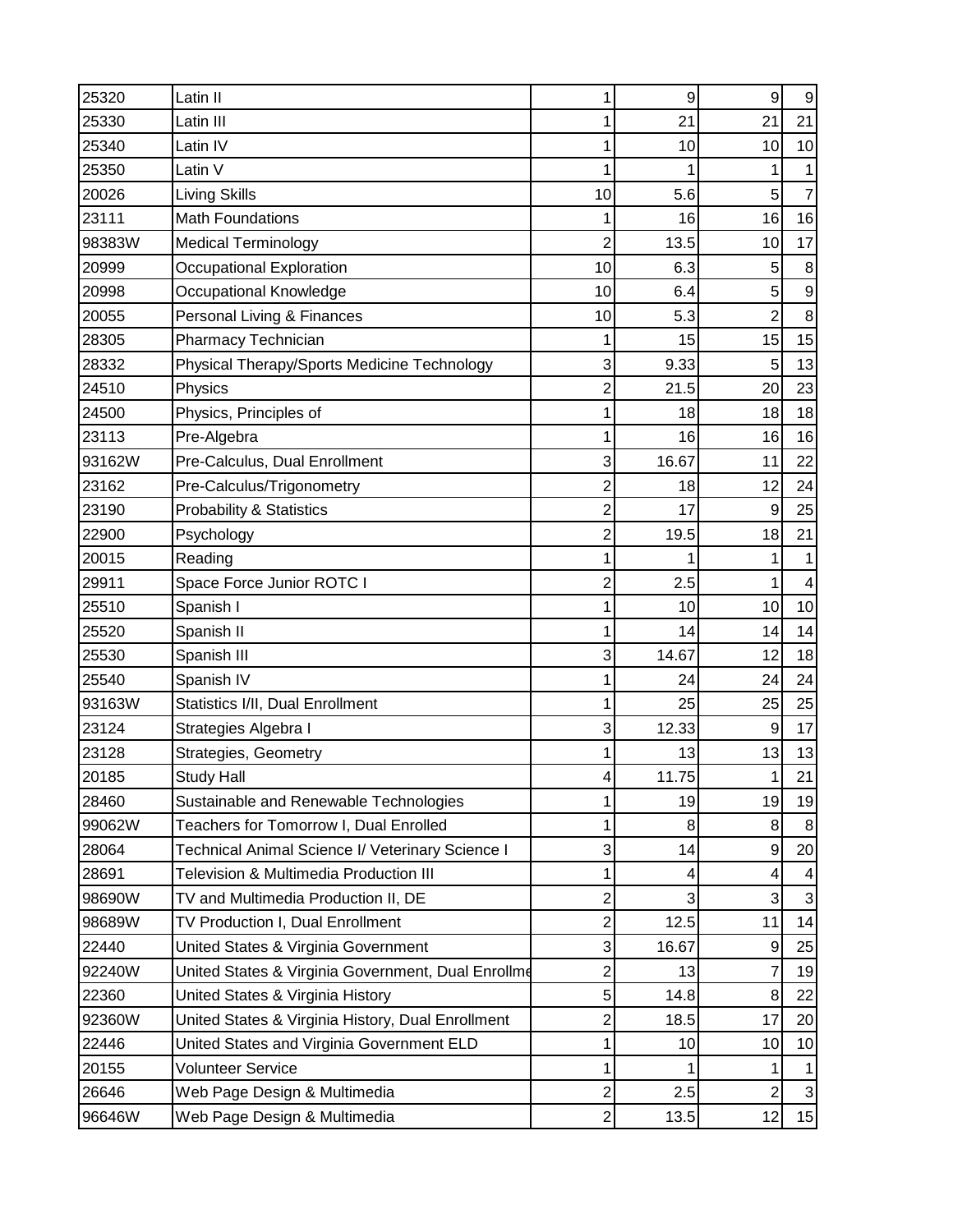| | | | | | |
|---|---|---|---|---|---|
| 25320 | Latin II | 1 | 9 | 9 | 9 |
| 25330 | Latin III | 1 | 21 | 21 | 21 |
| 25340 | Latin IV | 1 | 10 | 10 | 10 |
| 25350 | Latin V | 1 | 1 | 1 | 1 |
| 20026 | Living Skills | 10 | 5.6 | 5 | 7 |
| 23111 | Math Foundations | 1 | 16 | 16 | 16 |
| 98383W | Medical Terminology | 2 | 13.5 | 10 | 17 |
| 20999 | Occupational Exploration | 10 | 6.3 | 5 | 8 |
| 20998 | Occupational Knowledge | 10 | 6.4 | 5 | 9 |
| 20055 | Personal Living & Finances | 10 | 5.3 | 2 | 8 |
| 28305 | Pharmacy Technician | 1 | 15 | 15 | 15 |
| 28332 | Physical Therapy/Sports Medicine Technology | 3 | 9.33 | 5 | 13 |
| 24510 | Physics | 2 | 21.5 | 20 | 23 |
| 24500 | Physics, Principles of | 1 | 18 | 18 | 18 |
| 23113 | Pre-Algebra | 1 | 16 | 16 | 16 |
| 93162W | Pre-Calculus, Dual Enrollment | 3 | 16.67 | 11 | 22 |
| 23162 | Pre-Calculus/Trigonometry | 2 | 18 | 12 | 24 |
| 23190 | Probability & Statistics | 2 | 17 | 9 | 25 |
| 22900 | Psychology | 2 | 19.5 | 18 | 21 |
| 20015 | Reading | 1 | 1 | 1 | 1 |
| 29911 | Space Force Junior ROTC I | 2 | 2.5 | 1 | 4 |
| 25510 | Spanish I | 1 | 10 | 10 | 10 |
| 25520 | Spanish II | 1 | 14 | 14 | 14 |
| 25530 | Spanish III | 3 | 14.67 | 12 | 18 |
| 25540 | Spanish IV | 1 | 24 | 24 | 24 |
| 93163W | Statistics I/II, Dual Enrollment | 1 | 25 | 25 | 25 |
| 23124 | Strategies Algebra I | 3 | 12.33 | 9 | 17 |
| 23128 | Strategies, Geometry | 1 | 13 | 13 | 13 |
| 20185 | Study Hall | 4 | 11.75 | 1 | 21 |
| 28460 | Sustainable and Renewable Technologies | 1 | 19 | 19 | 19 |
| 99062W | Teachers for Tomorrow I, Dual Enrolled | 1 | 8 | 8 | 8 |
| 28064 | Technical Animal Science I/ Veterinary Science I | 3 | 14 | 9 | 20 |
| 28691 | Television & Multimedia Production III | 1 | 4 | 4 | 4 |
| 98690W | TV and Multimedia Production II, DE | 2 | 3 | 3 | 3 |
| 98689W | TV Production I, Dual Enrollment | 2 | 12.5 | 11 | 14 |
| 22440 | United States & Virginia Government | 3 | 16.67 | 9 | 25 |
| 92240W | United States & Virginia Government, Dual Enrollme | 2 | 13 | 7 | 19 |
| 22360 | United States & Virginia History | 5 | 14.8 | 8 | 22 |
| 92360W | United States & Virginia History, Dual Enrollment | 2 | 18.5 | 17 | 20 |
| 22446 | United States and Virginia Government ELD | 1 | 10 | 10 | 10 |
| 20155 | Volunteer Service | 1 | 1 | 1 | 1 |
| 26646 | Web Page Design & Multimedia | 2 | 2.5 | 2 | 3 |
| 96646W | Web Page Design & Multimedia | 2 | 13.5 | 12 | 15 |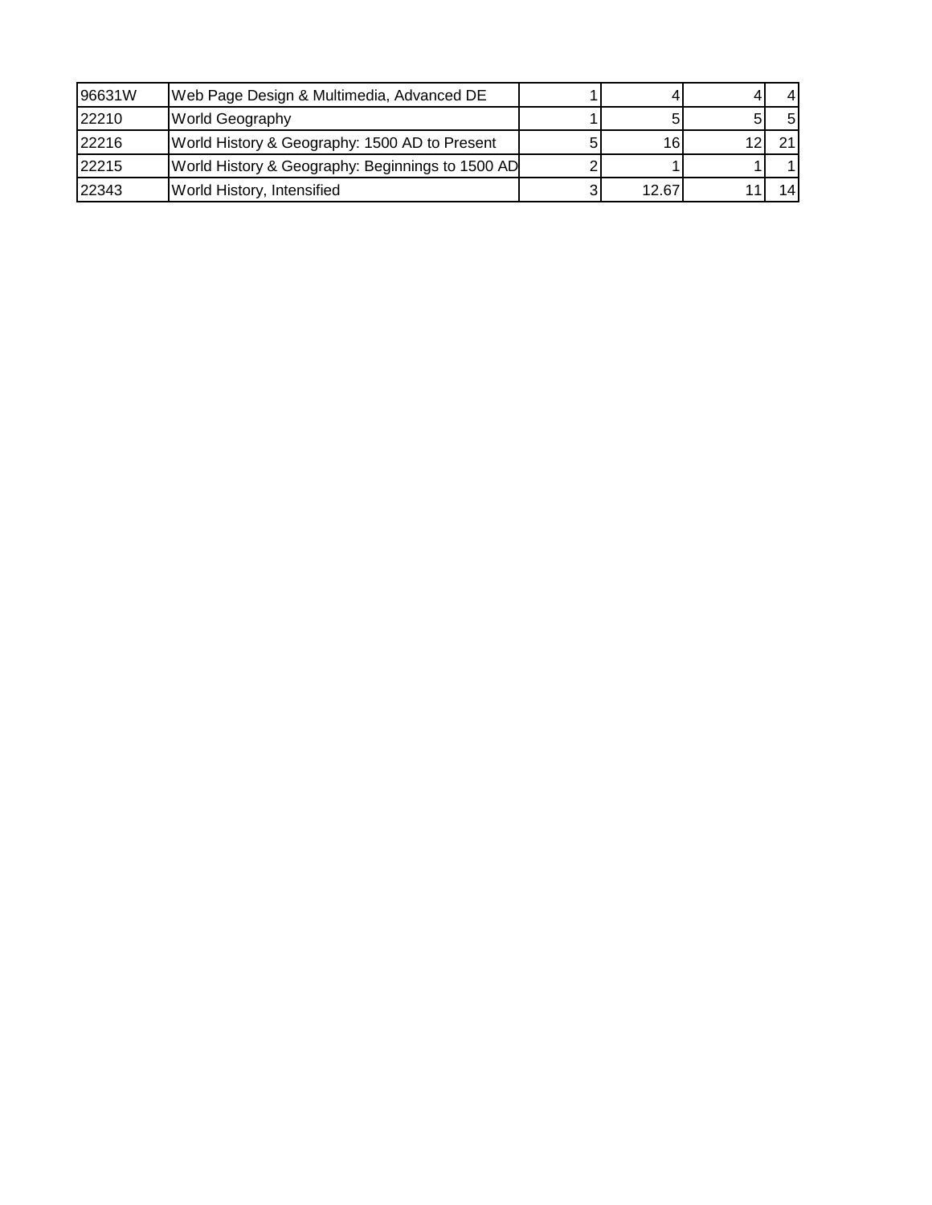| | | | | | |
|---|---|---|---|---|---|
| 96631W | Web Page Design & Multimedia, Advanced DE | 1 | 4 | 4 | 4 |
| 22210 | World Geography | 1 | 5 | 5 | 5 |
| 22216 | World History & Geography: 1500 AD to Present | 5 | 16 | 12 | 21 |
| 22215 | World History & Geography: Beginnings to 1500 AD | 2 | 1 | 1 | 1 |
| 22343 | World History, Intensified | 3 | 12.67 | 11 | 14 |